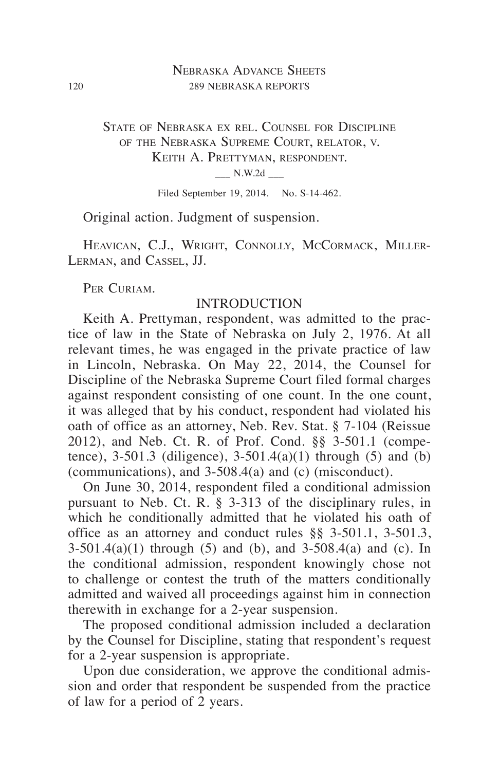State of Nebraska ex rel. Counsel for Discipline of the Nebraska Supreme Court, relator, v. Keith A. Prettyman, respondent.

___ N.W.2d ___

Filed September 19, 2014. No. S-14-462.

Original action. Judgment of suspension.

Heavican, C.J., Wright, Connolly, McCormack, Miller-Lerman, and Cassel, JJ.

Per Curiam.

## INTRODUCTION

Keith A. Prettyman, respondent, was admitted to the practice of law in the State of Nebraska on July 2, 1976. At all relevant times, he was engaged in the private practice of law in Lincoln, Nebraska. On May 22, 2014, the Counsel for Discipline of the Nebraska Supreme Court filed formal charges against respondent consisting of one count. In the one count, it was alleged that by his conduct, respondent had violated his oath of office as an attorney, Neb. Rev. Stat. § 7-104 (Reissue 2012), and Neb. Ct. R. of Prof. Cond. §§ 3-501.1 (competence), 3-501.3 (diligence), 3-501.4(a)(1) through (5) and (b) (communications), and 3-508.4(a) and (c) (misconduct).

On June 30, 2014, respondent filed a conditional admission pursuant to Neb. Ct. R. § 3-313 of the disciplinary rules, in which he conditionally admitted that he violated his oath of office as an attorney and conduct rules §§ 3-501.1, 3-501.3, 3-501.4(a)(1) through (5) and (b), and 3-508.4(a) and (c). In the conditional admission, respondent knowingly chose not to challenge or contest the truth of the matters conditionally admitted and waived all proceedings against him in connection therewith in exchange for a 2-year suspension.

The proposed conditional admission included a declaration by the Counsel for Discipline, stating that respondent's request for a 2-year suspension is appropriate.

Upon due consideration, we approve the conditional admission and order that respondent be suspended from the practice of law for a period of 2 years.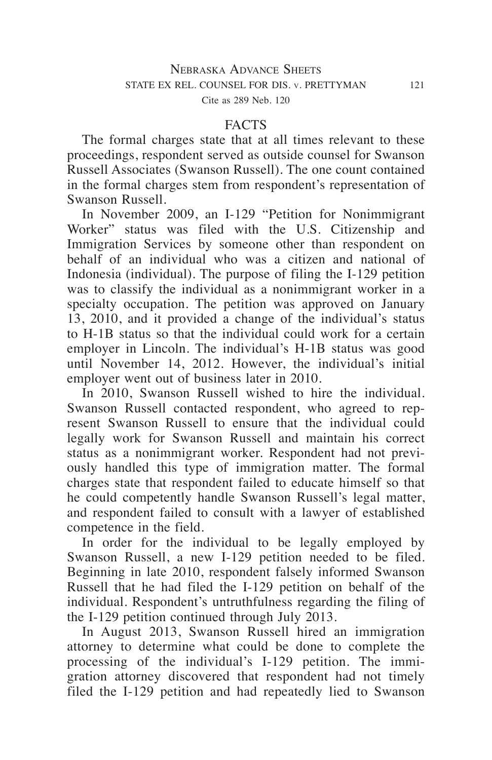## FACTS

The formal charges state that at all times relevant to these proceedings, respondent served as outside counsel for Swanson Russell Associates (Swanson Russell). The one count contained in the formal charges stem from respondent's representation of Swanson Russell.

In November 2009, an I-129 "Petition for Nonimmigrant Worker" status was filed with the U.S. Citizenship and Immigration Services by someone other than respondent on behalf of an individual who was a citizen and national of Indonesia (individual). The purpose of filing the I-129 petition was to classify the individual as a nonimmigrant worker in a specialty occupation. The petition was approved on January 13, 2010, and it provided a change of the individual's status to H-1B status so that the individual could work for a certain employer in Lincoln. The individual's H-1B status was good until November 14, 2012. However, the individual's initial employer went out of business later in 2010.

In 2010, Swanson Russell wished to hire the individual. Swanson Russell contacted respondent, who agreed to represent Swanson Russell to ensure that the individual could legally work for Swanson Russell and maintain his correct status as a nonimmigrant worker. Respondent had not previously handled this type of immigration matter. The formal charges state that respondent failed to educate himself so that he could competently handle Swanson Russell's legal matter, and respondent failed to consult with a lawyer of established competence in the field.

In order for the individual to be legally employed by Swanson Russell, a new I-129 petition needed to be filed. Beginning in late 2010, respondent falsely informed Swanson Russell that he had filed the I-129 petition on behalf of the individual. Respondent's untruthfulness regarding the filing of the I-129 petition continued through July 2013.

In August 2013, Swanson Russell hired an immigration attorney to determine what could be done to complete the processing of the individual's I-129 petition. The immigration attorney discovered that respondent had not timely filed the I-129 petition and had repeatedly lied to Swanson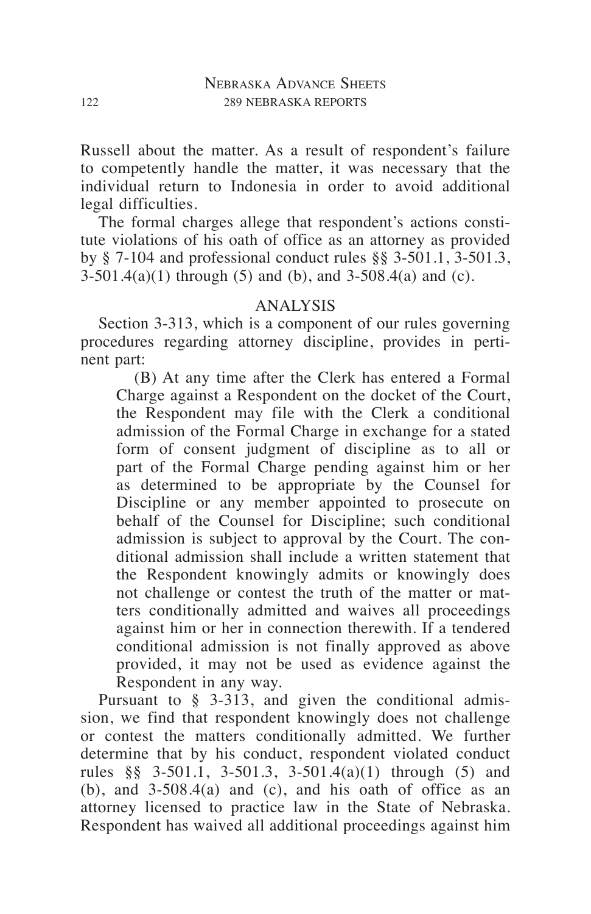Russell about the matter. As a result of respondent's failure to competently handle the matter, it was necessary that the individual return to Indonesia in order to avoid additional legal difficulties.

The formal charges allege that respondent's actions constitute violations of his oath of office as an attorney as provided by § 7-104 and professional conduct rules §§ 3-501.1, 3-501.3, 3-501.4(a)(1) through (5) and (b), and 3-508.4(a) and (c).

## ANALYSIS

Section 3-313, which is a component of our rules governing procedures regarding attorney discipline, provides in pertinent part:

> (B) At any time after the Clerk has entered a Formal Charge against a Respondent on the docket of the Court, the Respondent may file with the Clerk a conditional admission of the Formal Charge in exchange for a stated form of consent judgment of discipline as to all or part of the Formal Charge pending against him or her as determined to be appropriate by the Counsel for Discipline or any member appointed to prosecute on behalf of the Counsel for Discipline; such conditional admission is subject to approval by the Court. The conditional admission shall include a written statement that the Respondent knowingly admits or knowingly does not challenge or contest the truth of the matter or matters conditionally admitted and waives all proceedings against him or her in connection therewith. If a tendered conditional admission is not finally approved as above provided, it may not be used as evidence against the Respondent in any way.

Pursuant to § 3-313, and given the conditional admission, we find that respondent knowingly does not challenge or contest the matters conditionally admitted. We further determine that by his conduct, respondent violated conduct rules §§ 3-501.1, 3-501.3, 3-501.4(a)(1) through (5) and (b), and 3-508.4(a) and (c), and his oath of office as an attorney licensed to practice law in the State of Nebraska. Respondent has waived all additional proceedings against him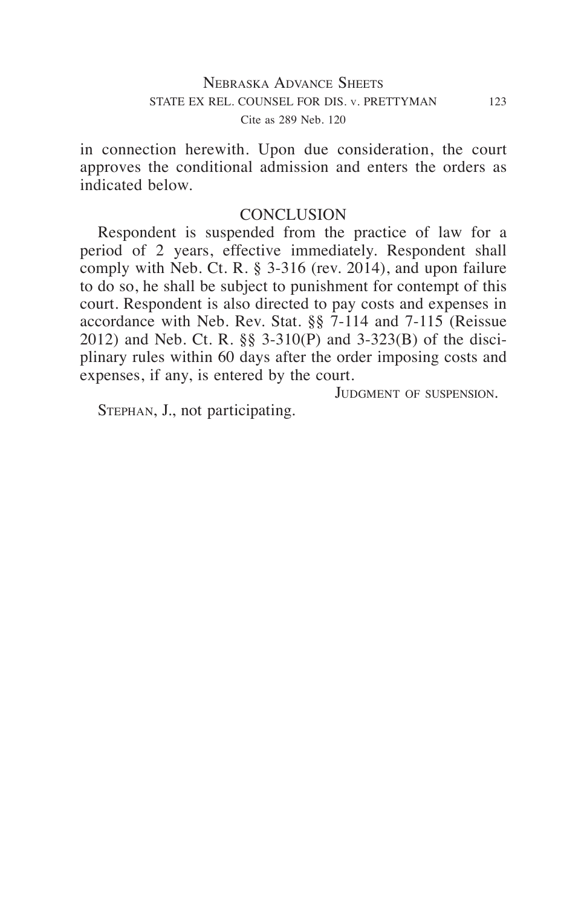in connection herewith. Upon due consideration, the court approves the conditional admission and enters the orders as indicated below.

## CONCLUSION

Respondent is suspended from the practice of law for a period of 2 years, effective immediately. Respondent shall comply with Neb. Ct. R. § 3-316 (rev. 2014), and upon failure to do so, he shall be subject to punishment for contempt of this court. Respondent is also directed to pay costs and expenses in accordance with Neb. Rev. Stat. §§ 7-114 and 7-115 (Reissue 2012) and Neb. Ct. R. §§ 3-310(P) and 3-323(B) of the disciplinary rules within 60 days after the order imposing costs and expenses, if any, is entered by the court.

Judgment of suspension.

Stephan, J., not participating.